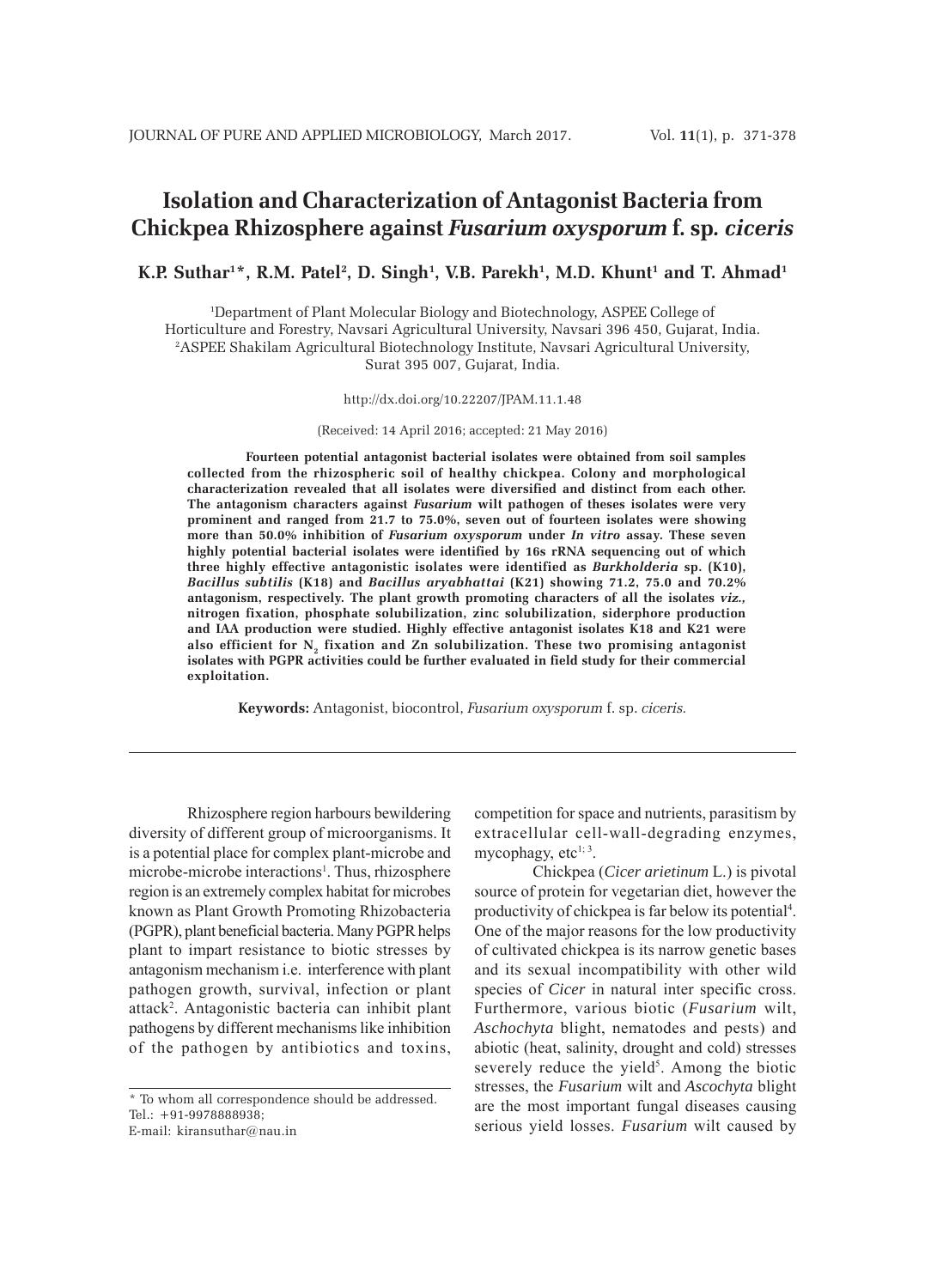# Isolation and Characterization of Antagonist Bacteria from Chickpea Rhizosphere against *Fusarium oxysporum* f. sp. *ciceris*

**K.P. Suthar[1]*, R.M. Patel[2], D. Singh[1], V.B. Parekh[1], M.D. Khunt[1] and T. Ahmad[1]**

[1]Department of Plant Molecular Biology and Biotechnology, ASPEE College of Horticulture and Forestry, Navsari Agricultural University, Navsari 396 450, Gujarat, India.
[2]ASPEE Shakilam Agricultural Biotechnology Institute, Navsari Agricultural University, Surat 395 007, Gujarat, India.

http://dx.doi.org/10.22207/JPAM.11.1.48

(Received: 14 April 2016; accepted: 21 May 2016)

**Fourteen potential antagonist bacterial isolates were obtained from soil samples collected from the rhizospheric soil of healthy chickpea. Colony and morphological characterization revealed that all isolates were diversified and distinct from each other. The antagonism characters against *Fusarium* wilt pathogen of theses isolates were very prominent and ranged from 21.7 to 75.0%, seven out of fourteen isolates were showing more than 50.0% inhibition of *Fusarium oxysporum* under *In vitro* assay. These seven highly potential bacterial isolates were identified by 16s rRNA sequencing out of which three highly effective antagonistic isolates were identified as *Burkholderia* sp. (K10), *Bacillus subtilis* (K18) and *Bacillus aryabhattai* (K21) showing 71.2, 75.0 and 70.2% antagonism, respectively. The plant growth promoting characters of all the isolates *viz.*, nitrogen fixation, phosphate solubilization, zinc solubilization, siderphore production and IAA production were studied. Highly effective antagonist isolates K18 and K21 were also efficient for $N_2$ fixation and Zn solubilization. These two promising antagonist isolates with PGPR activities could be further evaluated in field study for their commercial exploitation.**

**Keywords:** Antagonist, biocontrol, *Fusarium oxysporum* f. sp. *ciceris.*

Rhizosphere region harbours bewildering diversity of different group of microorganisms. It is a potential place for complex plant-microbe and microbe-microbe interactions[1]. Thus, rhizosphere region is an extremely complex habitat for microbes known as Plant Growth Promoting Rhizobacteria (PGPR), plant beneficial bacteria. Many PGPR helps plant to impart resistance to biotic stresses by antagonism mechanism i.e. interference with plant pathogen growth, survival, infection or plant attack[2]. Antagonistic bacteria can inhibit plant pathogens by different mechanisms like inhibition of the pathogen by antibiotics and toxins, competition for space and nutrients, parasitism by extracellular cell-wall-degrading enzymes, mycophagy, etc[1; 3].

Chickpea (*Cicer arietinum* L.) is pivotal source of protein for vegetarian diet, however the productivity of chickpea is far below its potential[4]. One of the major reasons for the low productivity of cultivated chickpea is its narrow genetic bases and its sexual incompatibility with other wild species of *Cicer* in natural inter specific cross. Furthermore, various biotic (*Fusarium* wilt, *Aschochyta* blight, nematodes and pests) and abiotic (heat, salinity, drought and cold) stresses severely reduce the yield[5]. Among the biotic stresses, the *Fusarium* wilt and *Ascochyta* blight are the most important fungal diseases causing serious yield losses. *Fusarium* wilt caused by

\* To whom all correspondence should be addressed.
Tel.: +91-9978888938;
E-mail: kiransuthar@nau.in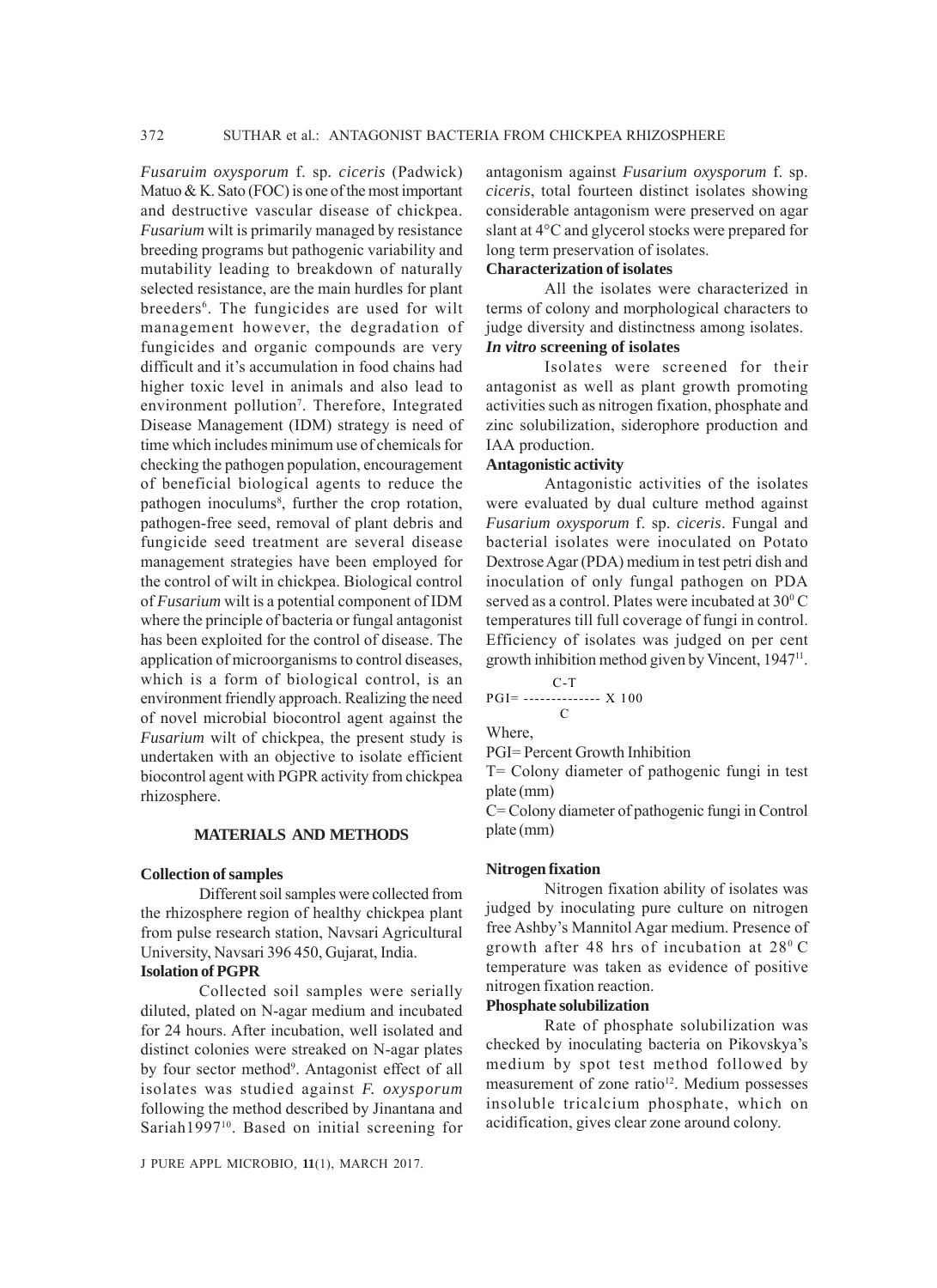*Fusaruim oxysporum* f. sp. *ciceris* (Padwick) Matuo & K. Sato (FOC) is one of the most important and destructive vascular disease of chickpea. *Fusarium* wilt is primarily managed by resistance breeding programs but pathogenic variability and mutability leading to breakdown of naturally selected resistance, are the main hurdles for plant breeders[6]. The fungicides are used for wilt management however, the degradation of fungicides and organic compounds are very difficult and it's accumulation in food chains had higher toxic level in animals and also lead to environment pollution[7]. Therefore, Integrated Disease Management (IDM) strategy is need of time which includes minimum use of chemicals for checking the pathogen population, encouragement of beneficial biological agents to reduce the pathogen inoculums[8], further the crop rotation, pathogen-free seed, removal of plant debris and fungicide seed treatment are several disease management strategies have been employed for the control of wilt in chickpea. Biological control of *Fusarium* wilt is a potential component of IDM where the principle of bacteria or fungal antagonist has been exploited for the control of disease. The application of microorganisms to control diseases, which is a form of biological control, is an environment friendly approach. Realizing the need of novel microbial biocontrol agent against the *Fusarium* wilt of chickpea, the present study is undertaken with an objective to isolate efficient biocontrol agent with PGPR activity from chickpea rhizosphere.

## MATERIALS AND METHODS

### Collection of samples

Different soil samples were collected from the rhizosphere region of healthy chickpea plant from pulse research station, Navsari Agricultural University, Navsari 396 450, Gujarat, India.

### Isolation of PGPR

Collected soil samples were serially diluted, plated on N-agar medium and incubated for 24 hours. After incubation, well isolated and distinct colonies were streaked on N-agar plates by four sector method[9]. Antagonist effect of all isolates was studied against *F. oxysporum* following the method described by Jinantana and Sariah1997[10]. Based on initial screening for antagonism against *Fusarium oxysporum* f. sp. *ciceris*, total fourteen distinct isolates showing considerable antagonism were preserved on agar slant at 4°C and glycerol stocks were prepared for long term preservation of isolates.

### Characterization of isolates

All the isolates were characterized in terms of colony and morphological characters to judge diversity and distinctness among isolates.

### *In vitro* screening of isolates

Isolates were screened for their antagonist as well as plant growth promoting activities such as nitrogen fixation, phosphate and zinc solubilization, siderophore production and IAA production.

### Antagonistic activity

Antagonistic activities of the isolates were evaluated by dual culture method against *Fusarium oxysporum* f. sp. *ciceris*. Fungal and bacterial isolates were inoculated on Potato Dextrose Agar (PDA) medium in test petri dish and inoculation of only fungal pathogen on PDA served as a control. Plates were incubated at $30^0$ C temperatures till full coverage of fungi in control. Efficiency of isolates was judged on per cent growth inhibition method given by Vincent, 1947[11].

$$PGI = \frac{C - T}{C} \times 100$$

Where,

PGI= Percent Growth Inhibition

T= Colony diameter of pathogenic fungi in test plate (mm)

C= Colony diameter of pathogenic fungi in Control plate (mm)

### Nitrogen fixation

Nitrogen fixation ability of isolates was judged by inoculating pure culture on nitrogen free Ashby's Mannitol Agar medium. Presence of growth after 48 hrs of incubation at $28^0$ C temperature was taken as evidence of positive nitrogen fixation reaction.

### Phosphate solubilization

Rate of phosphate solubilization was checked by inoculating bacteria on Pikovskya's medium by spot test method followed by measurement of zone ratio[12]. Medium possesses insoluble tricalcium phosphate, which on acidification, gives clear zone around colony.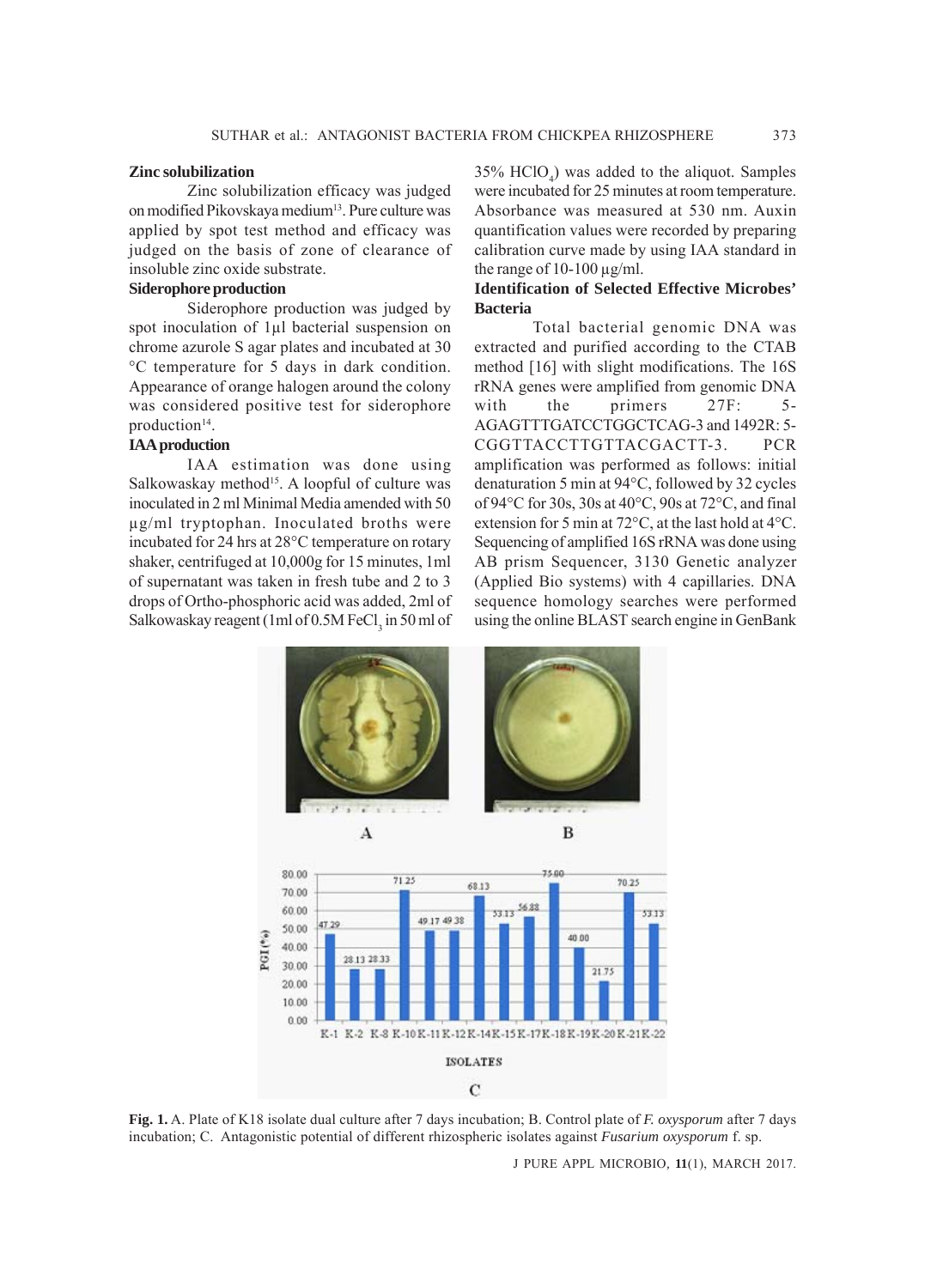### Zinc solubilization

Zinc solubilization efficacy was judged on modified Pikovskaya medium[13]. Pure culture was applied by spot test method and efficacy was judged on the basis of zone of clearance of insoluble zinc oxide substrate.

### Siderophore production

Siderophore production was judged by spot inoculation of 1µl bacterial suspension on chrome azurole S agar plates and incubated at 30 °C temperature for 5 days in dark condition. Appearance of orange halogen around the colony was considered positive test for siderophore production[14].

### IAA production

IAA estimation was done using Salkowaskay method[15]. A loopful of culture was inoculated in 2 ml Minimal Media amended with 50 µg/ml tryptophan. Inoculated broths were incubated for 24 hrs at 28°C temperature on rotary shaker, centrifuged at 10,000g for 15 minutes, 1ml of supernatant was taken in fresh tube and 2 to 3 drops of Ortho-phosphoric acid was added, 2ml of Salkowaskay reagent (1ml of 0.5M $FeCl_3$ in 50 ml of 35% $HClO_4$) was added to the aliquot. Samples were incubated for 25 minutes at room temperature. Absorbance was measured at 530 nm. Auxin quantification values were recorded by preparing calibration curve made by using IAA standard in the range of 10-100 µg/ml.

### Identification of Selected Effective Microbes' Bacteria

Total bacterial genomic DNA was extracted and purified according to the CTAB method [16] with slight modifications. The 16S rRNA genes were amplified from genomic DNA with the primers 27F: 5-AGAGTTTGATCCTGGCTCAG-3 and 1492R: 5-CGGTTACCTTGTTACGACTT-3. PCR amplification was performed as follows: initial denaturation 5 min at 94°C, followed by 32 cycles of 94°C for 30s, 30s at 40°C, 90s at 72°C, and final extension for 5 min at 72°C, at the last hold at 4°C. Sequencing of amplified 16S rRNA was done using AB prism Sequencer, 3130 Genetic analyzer (Applied Bio systems) with 4 capillaries. DNA sequence homology searches were performed using the online BLAST search engine in GenBank

**Fig. 1.** A. Plate of K18 isolate dual culture after 7 days incubation; B. Control plate of *F. oxysporum* after 7 days incubation; C. Antagonistic potential of different rhizospheric isolates against *Fusarium oxysporum* f. sp.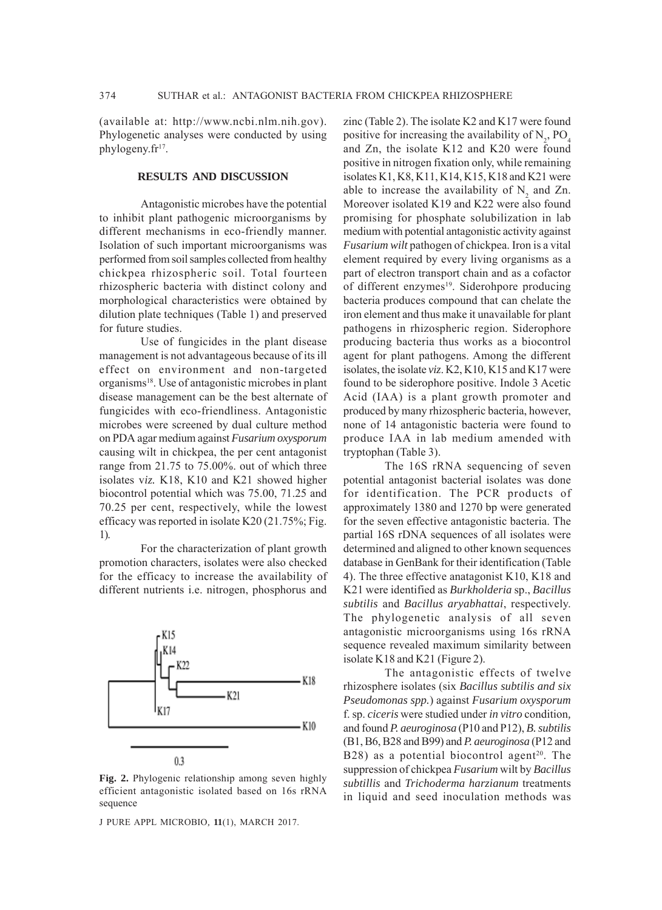(available at: http://www.ncbi.nlm.nih.gov). Phylogenetic analyses were conducted by using phylogeny.fr[17].

## RESULTS AND DISCUSSION

Antagonistic microbes have the potential to inhibit plant pathogenic microorganisms by different mechanisms in eco-friendly manner. Isolation of such important microorganisms was performed from soil samples collected from healthy chickpea rhizospheric soil. Total fourteen rhizospheric bacteria with distinct colony and morphological characteristics were obtained by dilution plate techniques (Table 1) and preserved for future studies.

Use of fungicides in the plant disease management is not advantageous because of its ill effect on environment and non-targeted organisms[18]. Use of antagonistic microbes in plant disease management can be the best alternate of fungicides with eco-friendliness. Antagonistic microbes were screened by dual culture method on PDA agar medium against *Fusarium oxysporum* causing wilt in chickpea, the per cent antagonist range from 21.75 to 75.00%. out of which three isolates v*iz.* K18, K10 and K21 showed higher biocontrol potential which was 75.00, 71.25 and 70.25 per cent, respectively, while the lowest efficacy was reported in isolate K20 (21.75%; Fig. 1).

For the characterization of plant growth promotion characters, isolates were also checked for the efficacy to increase the availability of different nutrients i.e. nitrogen, phosphorus and zinc (Table 2). The isolate K2 and K17 were found positive for increasing the availability of $N_2$, $PO_4$ and Zn, the isolate K12 and K20 were found positive in nitrogen fixation only, while remaining isolates K1, K8, K11, K14, K15, K18 and K21 were able to increase the availability of $N_2$ and Zn. Moreover isolated K19 and K22 were also found promising for phosphate solubilization in lab medium with potential antagonistic activity against *Fusarium wilt* pathogen of chickpea. Iron is a vital element required by every living organisms as a part of electron transport chain and as a cofactor of different enzymes[19]. Siderohpore producing bacteria produces compound that can chelate the iron element and thus make it unavailable for plant pathogens in rhizospheric region. Siderophore producing bacteria thus works as a biocontrol agent for plant pathogens. Among the different isolates, the isolate *viz*. K2, K10, K15 and K17 were found to be siderophore positive. Indole 3 Acetic Acid (IAA) is a plant growth promoter and produced by many rhizospheric bacteria, however, none of 14 antagonistic bacteria were found to produce IAA in lab medium amended with tryptophan (Table 3).

The 16S rRNA sequencing of seven potential antagonist bacterial isolates was done for identification. The PCR products of approximately 1380 and 1270 bp were generated for the seven effective antagonistic bacteria. The partial 16S rDNA sequences of all isolates were determined and aligned to other known sequences database in GenBank for their identification (Table 4). The three effective anatagonist K10, K18 and K21 were identified as *Burkholderia* sp., *Bacillus subtilis* and *Bacillus aryabhattai*, respectively. The phylogenetic analysis of all seven antagonistic microorganisms using 16s rRNA sequence revealed maximum similarity between isolate K18 and K21 (Figure 2).

**Fig. 2.** Phylogenic relationship among seven highly efficient antagonistic isolated based on 16s rRNA sequence

The antagonistic effects of twelve rhizosphere isolates (six *Bacillus subtilis and six Pseudomonas spp.*) against *Fusarium oxysporum* f. sp. *ciceris* were studied under *in vitro* condition*,* and found *P. aeuroginosa* (P10 and P12), *B. subtilis* (B1, B6, B28 and B99) and *P. aeuroginosa* (P12 and B28) as a potential biocontrol agent[20]. The suppression of chickpea *Fusarium* wilt by *Bacillus subtillis* and *Trichoderma harzianum* treatments in liquid and seed inoculation methods was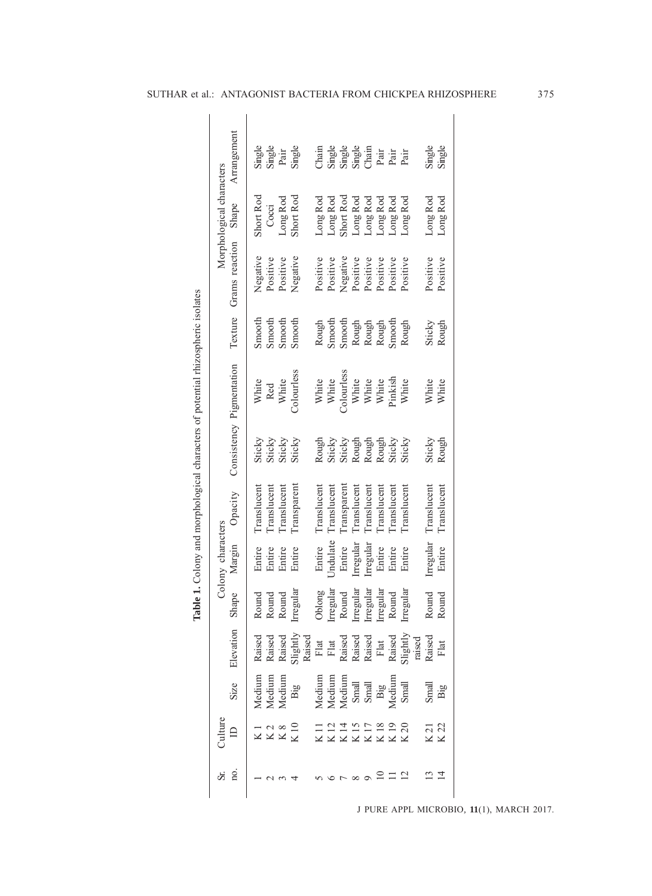**Table 1.** Colony and morphological characters of potential rhizospheric isolates

| Sr. no. | Culture ID | Colony characters | | | | | | | | | Morphological characters | | |
|---|---|---|---|---|---|---|---|---|---|---|---|---|---|
| | | Size | Elevation | Shape | Margin | Opacity | Consistency | Pigmentation | Texture | | Grams reaction | Shape | Arrangement |
| 1 | K 1 | Medium | Raised | Round | Entire | Translucent | Sticky | White | Smooth | | Negative | Short Rod | Single |
| 2 | K 2 | Medium | Raised | Round | Entire | Translucent | Sticky | Red | Smooth | | Positive | Cocci | Single |
| 3 | K 8 | Medium | Raised | Round | Entire | Translucent | Sticky | White | Smooth | | Positive | Long Rod | Pair |
| 4 | K 10 | Big | Slightly Raised | Irregular | Entire | Transparent | Sticky | Colourless | Smooth | | Negative | Short Rod | Single |
| 5 | K 11 | Medium | Flat | Oblong | Entire | Translucent | Rough | White | Rough | | Positive | Long Rod | Chain |
| 6 | K 12 | Medium | Flat | Irregular | Undulate | Translucent | Sticky | White | Smooth | | Positive | Long Rod | Single |
| 7 | K 14 | Medium | Raised | Round | Entire | Transparent | Sticky | Colourless | Smooth | | Negative | Short Rod | Single |
| 8 | K 15 | Small | Raised | Irregular | Irregular | Translucent | Rough | White | Rough | | Positive | Long Rod | Single |
| 9 | K 17 | Small | Raised | Irregular | Irregular | Translucent | Rough | White | Rough | | Positive | Long Rod | Chain |
| 10 | K 18 | Big | Flat | Irregular | Entire | Translucent | Rough | White | Rough | | Positive | Long Rod | Pair |
| 11 | K 19 | Medium | Raised | Round | Entire | Translucent | Sticky | Pinkish | Smooth | | Positive | Long Rod | Pair |
| 12 | K 20 | Small | Slightly raised | Irregular | Entire | Translucent | Sticky | White | Rough | | Positive | Long Rod | Pair |
| 13 | K 21 | Small | Raised | Round | Irregular | Translucent | Sticky | White | Sticky | | Positive | Long Rod | Single |
| 14 | K 22 | Big | Flat | Round | Entire | Translucent | Rough | White | Rough | | Positive | Long Rod | Single |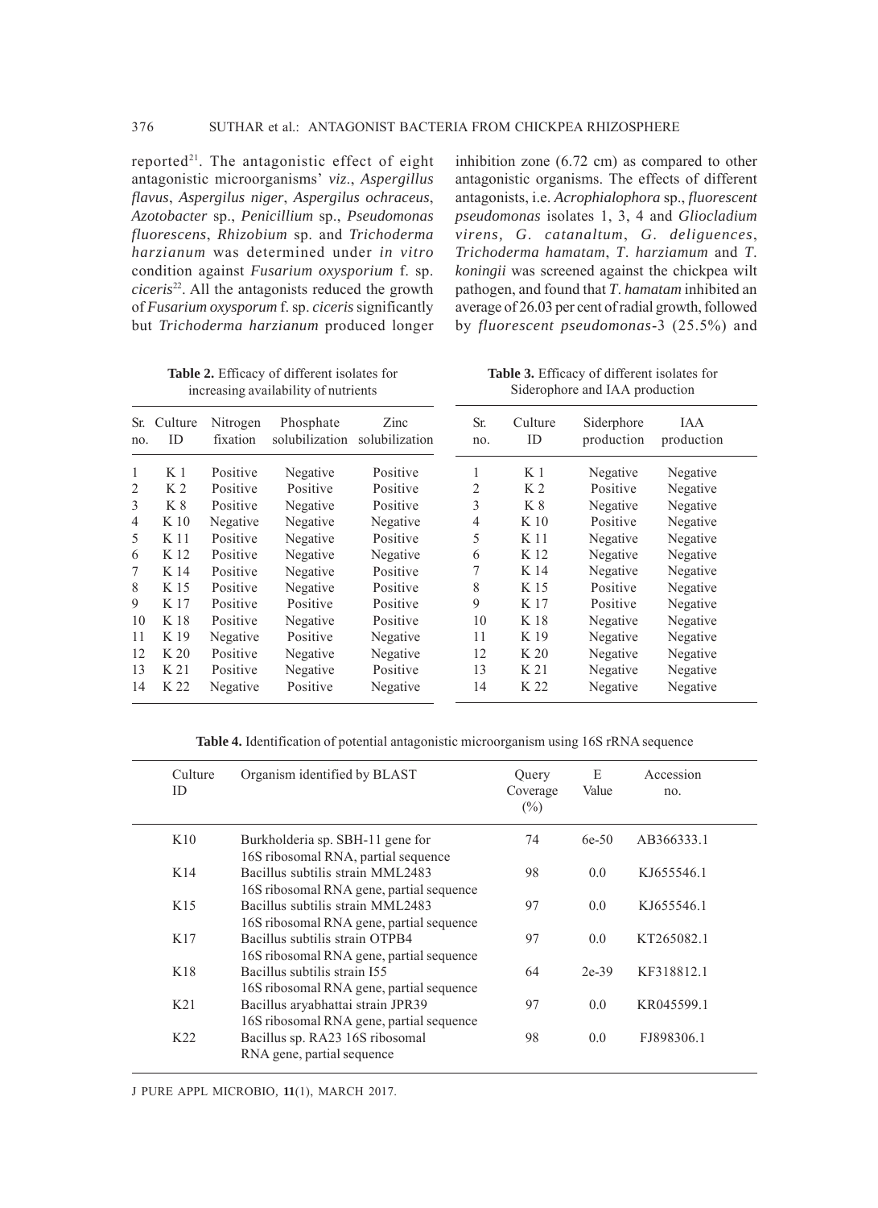reported[21]. The antagonistic effect of eight antagonistic microorganisms' *viz*., *Aspergillus flavus*, *Aspergilus niger*, *Aspergilus ochraceus*, *Azotobacter* sp., *Penicillium* sp., *Pseudomonas fluorescens*, *Rhizobium* sp. and *Trichoderma harzianum* was determined under *in vitro* condition against *Fusarium oxysporium* f. sp. *ciceris*[22]. All the antagonists reduced the growth of *Fusarium oxysporum* f. sp. *ciceris* significantly but *Trichoderma harzianum* produced longer inhibition zone (6.72 cm) as compared to other antagonistic organisms. The effects of different antagonists, i.e. *Acrophialophora* sp., *fluorescent pseudomonas* isolates 1, 3, 4 and *Gliocladium virens*, *G. catanaltum*, *G. deliguences*, *Trichoderma hamatam*, *T. harziamum* and *T. koningii* was screened against the chickpea wilt pathogen, and found that *T. hamatam* inhibited an average of 26.03 per cent of radial growth, followed by *fluorescent pseudomonas*-3 (25.5%) and

**Table 2.** Efficacy of different isolates for increasing availability of nutrients

| Sr. no. | Culture ID | Nitrogen fixation | Phosphate solubilization | Zinc solubilization |
|---|---|---|---|---|
| 1 | K 1 | Positive | Negative | Positive |
| 2 | K 2 | Positive | Positive | Positive |
| 3 | K 8 | Positive | Negative | Positive |
| 4 | K 10 | Negative | Negative | Negative |
| 5 | K 11 | Positive | Negative | Positive |
| 6 | K 12 | Positive | Negative | Negative |
| 7 | K 14 | Positive | Negative | Positive |
| 8 | K 15 | Positive | Negative | Positive |
| 9 | K 17 | Positive | Positive | Positive |
| 10 | K 18 | Positive | Negative | Positive |
| 11 | K 19 | Negative | Positive | Negative |
| 12 | K 20 | Positive | Negative | Negative |
| 13 | K 21 | Positive | Negative | Positive |
| 14 | K 22 | Negative | Positive | Negative |

**Table 3.** Efficacy of different isolates for Siderophore and IAA production

| Sr. no. | Culture ID | Siderphore production | IAA production |
|---|---|---|---|
| 1 | K 1 | Negative | Negative |
| 2 | K 2 | Positive | Negative |
| 3 | K 8 | Negative | Negative |
| 4 | K 10 | Positive | Negative |
| 5 | K 11 | Negative | Negative |
| 6 | K 12 | Negative | Negative |
| 7 | K 14 | Negative | Negative |
| 8 | K 15 | Positive | Negative |
| 9 | K 17 | Positive | Negative |
| 10 | K 18 | Negative | Negative |
| 11 | K 19 | Negative | Negative |
| 12 | K 20 | Negative | Negative |
| 13 | K 21 | Negative | Negative |
| 14 | K 22 | Negative | Negative |

**Table 4.** Identification of potential antagonistic microorganism using 16S rRNA sequence

| Culture ID | Organism identified by BLAST | Query Coverage (%) | E Value | Accession no. |
|---|---|---|---|---|
| K10 | Burkholderia sp. SBH-11 gene for 16S ribosomal RNA, partial sequence | 74 | 6e-50 | AB366333.1 |
| K14 | Bacillus subtilis strain MML2483 16S ribosomal RNA gene, partial sequence | 98 | 0.0 | KJ655546.1 |
| K15 | Bacillus subtilis strain MML2483 16S ribosomal RNA gene, partial sequence | 97 | 0.0 | KJ655546.1 |
| K17 | Bacillus subtilis strain OTPB4 16S ribosomal RNA gene, partial sequence | 97 | 0.0 | KT265082.1 |
| K18 | Bacillus subtilis strain I55 16S ribosomal RNA gene, partial sequence | 64 | 2e-39 | KF318812.1 |
| K21 | Bacillus aryabhattai strain JPR39 16S ribosomal RNA gene, partial sequence | 97 | 0.0 | KR045599.1 |
| K22 | Bacillus sp. RA23 16S ribosomal RNA gene, partial sequence | 98 | 0.0 | FJ898306.1 |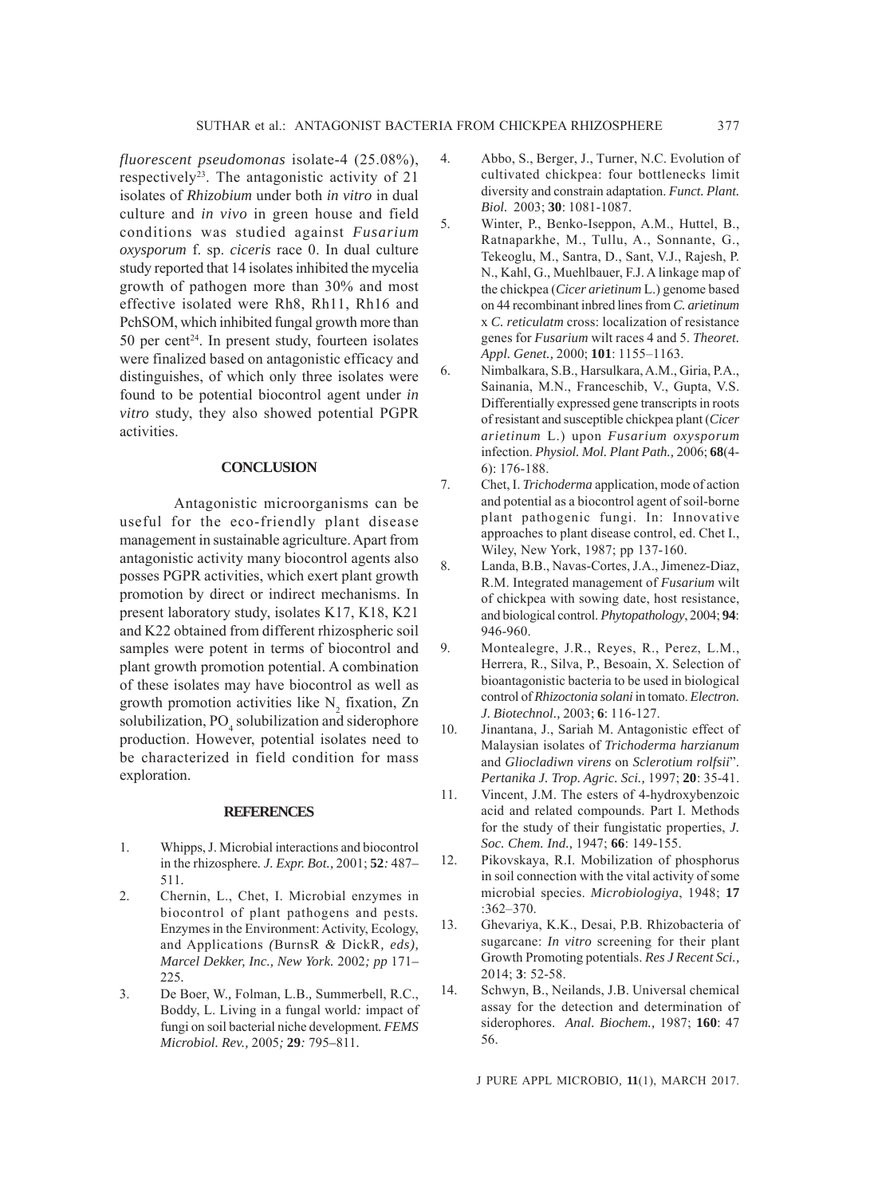*fluorescent pseudomonas* isolate-4 (25.08%), respectively[23]. The antagonistic activity of 21 isolates of *Rhizobium* under both *in vitro* in dual culture and *in vivo* in green house and field conditions was studied against *Fusarium oxysporum* f. sp. *ciceris* race 0. In dual culture study reported that 14 isolates inhibited the mycelia growth of pathogen more than 30% and most effective isolated were Rh8, Rh11, Rh16 and PchSOM, which inhibited fungal growth more than 50 per cent[24]. In present study, fourteen isolates were finalized based on antagonistic efficacy and distinguishes, of which only three isolates were found to be potential biocontrol agent under *in vitro* study, they also showed potential PGPR activities.

## CONCLUSION

Antagonistic microorganisms can be useful for the eco-friendly plant disease management in sustainable agriculture. Apart from antagonistic activity many biocontrol agents also posses PGPR activities, which exert plant growth promotion by direct or indirect mechanisms. In present laboratory study, isolates K17, K18, K21 and K22 obtained from different rhizospheric soil samples were potent in terms of biocontrol and plant growth promotion potential. A combination of these isolates may have biocontrol as well as growth promotion activities like $N_2$ fixation, Zn solubilization, $PO_4$ solubilization and siderophore production. However, potential isolates need to be characterized in field condition for mass exploration.

## REFERENCES

1. Whipps, J. Microbial interactions and biocontrol in the rhizosphere. *J. Expr. Bot.,* 2001; **52***:* 487–511.
2. Chernin, L., Chet, I. Microbial enzymes in biocontrol of plant pathogens and pests. Enzymes in the Environment: Activity, Ecology, and Applications *(*BurnsR *&* DickR*, eds), Marcel Dekker, Inc., New York.* 2002*; pp* 171–225.
3. De Boer, W.*,* Folman, L.B.*,* Summerbell, R.C., Boddy, L. Living in a fungal world*:* impact of fungi on soil bacterial niche development*. FEMS Microbiol. Rev.,* 2005*;* **29***:* 795–811*.*
4. Abbo, S., Berger, J., Turner, N.C. Evolution of cultivated chickpea: four bottlenecks limit diversity and constrain adaptation. *Funct. Plant. Biol.* 2003; **30**: 1081-1087.
5. Winter, P., Benko-Iseppon, A.M., Huttel, B., Ratnaparkhe, M., Tullu, A., Sonnante, G., Tekeoglu, M., Santra, D., Sant, V.J., Rajesh, P. N., Kahl, G., Muehlbauer, F.J. A linkage map of the chickpea (*Cicer arietinum* L.) genome based on 44 recombinant inbred lines from *C. arietinum* x *C. reticulatm* cross: localization of resistance genes for *Fusarium* wilt races 4 and 5. *Theoret. Appl. Genet.,* 2000; **101**: 1155–1163.
6. Nimbalkara, S.B., Harsulkara, A.M., Giria, P.A., Sainania, M.N., Franceschib, V., Gupta, V.S. Differentially expressed gene transcripts in roots of resistant and susceptible chickpea plant (*Cicer arietinum* L.) upon *Fusarium oxysporum* infection. *Physiol. Mol. Plant Path.,* 2006; **68**(4-6): 176-188.
7. Chet, I. *Trichoderma* application, mode of action and potential as a biocontrol agent of soil-borne plant pathogenic fungi. In: Innovative approaches to plant disease control, ed. Chet I., Wiley, New York, 1987; pp 137-160.
8. Landa, B.B., Navas-Cortes, J.A., Jimenez-Diaz, R.M. Integrated management of *Fusarium* wilt of chickpea with sowing date, host resistance, and biological control. *Phytopathology*, 2004; **94**: 946-960.
9. Montealegre, J.R., Reyes, R., Perez, L.M., Herrera, R., Silva, P., Besoain, X. Selection of bioantagonistic bacteria to be used in biological control of *Rhizoctonia solani* in tomato. *Electron. J. Biotechnol.,* 2003; **6**: 116-127.
10. Jinantana, J., Sariah M. Antagonistic effect of Malaysian isolates of *Trichoderma harzianum* and *Gliocladiwn virens* on *Sclerotium rolfsii*". *Pertanika J. Trop. Agric. Sci.,* 1997; **20**: 35-41.
11. Vincent, J.M. The esters of 4-hydroxybenzoic acid and related compounds. Part I. Methods for the study of their fungistatic properties, *J. Soc. Chem. Ind.,* 1947; **66**: 149-155.
12. Pikovskaya, R.I. Mobilization of phosphorus in soil connection with the vital activity of some microbial species. *Microbiologiya*, 1948; **17** :362–370.
13. Ghevariya, K.K., Desai, P.B. Rhizobacteria of sugarcane: *In vitro* screening for their plant Growth Promoting potentials. *Res J Recent Sci.,* 2014; **3**: 52-58.
14. Schwyn, B., Neilands, J.B. Universal chemical assay for the detection and determination of siderophores. *Anal. Biochem.,* 1987; **160**: 47 56.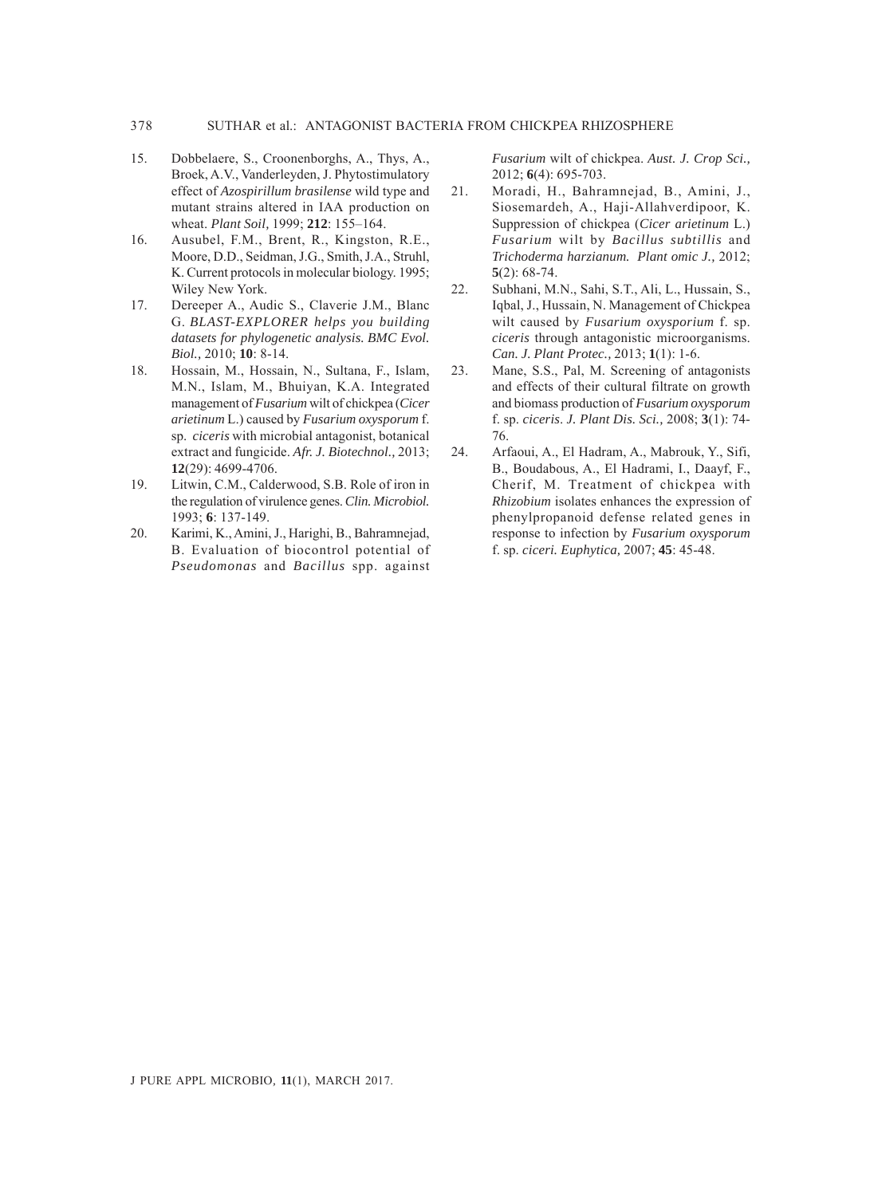15. Dobbelaere, S., Croonenborghs, A., Thys, A., Broek, A.V., Vanderleyden, J. Phytostimulatory effect of *Azospirillum brasilense* wild type and mutant strains altered in IAA production on wheat. *Plant Soil,* 1999; **212**: 155–164.
16. Ausubel, F.M., Brent, R., Kingston, R.E., Moore, D.D., Seidman, J.G., Smith, J.A., Struhl, K. Current protocols in molecular biology. 1995; Wiley New York.
17. Dereeper A., Audic S., Claverie J.M., Blanc G. *BLAST-EXPLORER helps you building datasets for phylogenetic analysis. BMC Evol. Biol.,* 2010; **10**: 8-14.
18. Hossain, M., Hossain, N., Sultana, F., Islam, M.N., Islam, M., Bhuiyan, K.A. Integrated management of *Fusarium* wilt of chickpea (*Cicer arietinum* L.) caused by *Fusarium oxysporum* f. sp. *ciceris* with microbial antagonist, botanical extract and fungicide. *Afr. J. Biotechnol.,* 2013; **12**(29): 4699-4706.
19. Litwin, C.M., Calderwood, S.B. Role of iron in the regulation of virulence genes. *Clin. Microbiol.* 1993; **6**: 137-149.
20. Karimi, K., Amini, J., Harighi, B., Bahramnejad, B. Evaluation of biocontrol potential of *Pseudomonas* and *Bacillus* spp. against *Fusarium* wilt of chickpea. *Aust. J. Crop Sci.,* 2012; **6**(4): 695-703.
21. Moradi, H., Bahramnejad, B., Amini, J., Siosemardeh, A., Haji-Allahverdipoor, K. Suppression of chickpea (*Cicer arietinum* L.) *Fusarium* wilt by *Bacillus subtillis* and *Trichoderma harzianum. Plant omic J.,* 2012; **5**(2): 68-74.
22. Subhani, M.N., Sahi, S.T., Ali, L., Hussain, S., Iqbal, J., Hussain, N. Management of Chickpea wilt caused by *Fusarium oxysporium* f. sp. *ciceris* through antagonistic microorganisms. *Can. J. Plant Protec.,* 2013; **1**(1): 1-6.
23. Mane, S.S., Pal, M. Screening of antagonists and effects of their cultural filtrate on growth and biomass production of *Fusarium oxysporum* f. sp. *ciceris*. *J. Plant Dis. Sci.,* 2008; **3**(1): 74-76.
24. Arfaoui, A., El Hadram, A., Mabrouk, Y., Sifi, B., Boudabous, A., El Hadrami, I., Daayf, F., Cherif, M. Treatment of chickpea with *Rhizobium* isolates enhances the expression of phenylpropanoid defense related genes in response to infection by *Fusarium oxysporum* f. sp. *ciceri. Euphytica,* 2007; **45**: 45-48.